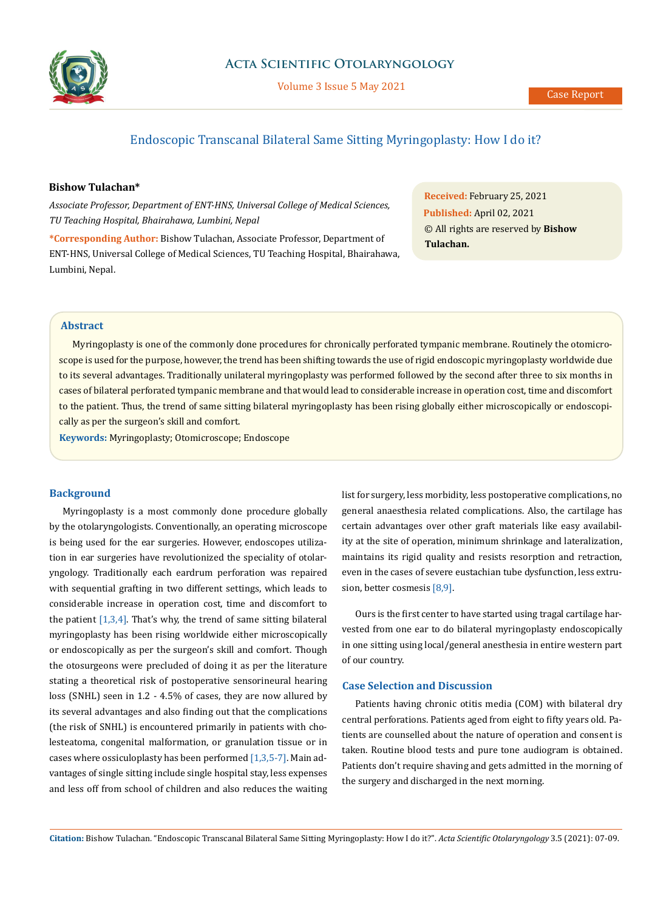Case Report

# Endoscopic Transcanal Bilateral Same Sitting Myringoplasty: How I do it?

**Bishow Tulachan***

*Associate Professor, Department of ENT-HNS, Universal College of Medical Sciences, TU Teaching Hospital, Bhairahawa, Lumbini, Nepal*

***Corresponding Author:** Bishow Tulachan, Associate Professor, Department of ENT-HNS, Universal College of Medical Sciences, TU Teaching Hospital, Bhairahawa, Lumbini, Nepal.

**Received:** February 25, 2021
**Published:** April 02, 2021
© All rights are reserved by **Bishow Tulachan.**

## Abstract

Myringoplasty is one of the commonly done procedures for chronically perforated tympanic membrane. Routinely the otomicroscope is used for the purpose, however, the trend has been shifting towards the use of rigid endoscopic myringoplasty worldwide due to its several advantages. Traditionally unilateral myringoplasty was performed followed by the second after three to six months in cases of bilateral perforated tympanic membrane and that would lead to considerable increase in operation cost, time and discomfort to the patient. Thus, the trend of same sitting bilateral myringoplasty has been rising globally either microscopically or endoscopically as per the surgeon's skill and comfort.

**Keywords:** Myringoplasty; Otomicroscope; Endoscope

## Background

Myringoplasty is a most commonly done procedure globally by the otolaryngologists. Conventionally, an operating microscope is being used for the ear surgeries. However, endoscopes utilization in ear surgeries have revolutionized the speciality of otolaryngology. Traditionally each eardrum perforation was repaired with sequential grafting in two different settings, which leads to considerable increase in operation cost, time and discomfort to the patient [1,3,4]. That's why, the trend of same sitting bilateral myringoplasty has been rising worldwide either microscopically or endoscopically as per the surgeon's skill and comfort. Though the otosurgeons were precluded of doing it as per the literature stating a theoretical risk of postoperative sensorineural hearing loss (SNHL) seen in 1.2 - 4.5% of cases, they are now allured by its several advantages and also finding out that the complications (the risk of SNHL) is encountered primarily in patients with cholesteatoma, congenital malformation, or granulation tissue or in cases where ossiculoplasty has been performed [1,3,5-7]. Main advantages of single sitting include single hospital stay, less expenses and less off from school of children and also reduces the waiting list for surgery, less morbidity, less postoperative complications, no general anaesthesia related complications. Also, the cartilage has certain advantages over other graft materials like easy availability at the site of operation, minimum shrinkage and lateralization, maintains its rigid quality and resists resorption and retraction, even in the cases of severe eustachian tube dysfunction, less extrusion, better cosmesis [8,9].

Ours is the first center to have started using tragal cartilage harvested from one ear to do bilateral myringoplasty endoscopically in one sitting using local/general anesthesia in entire western part of our country.

## Case Selection and Discussion

Patients having chronic otitis media (COM) with bilateral dry central perforations. Patients aged from eight to fifty years old. Patients are counselled about the nature of operation and consent is taken. Routine blood tests and pure tone audiogram is obtained. Patients don't require shaving and gets admitted in the morning of the surgery and discharged in the next morning.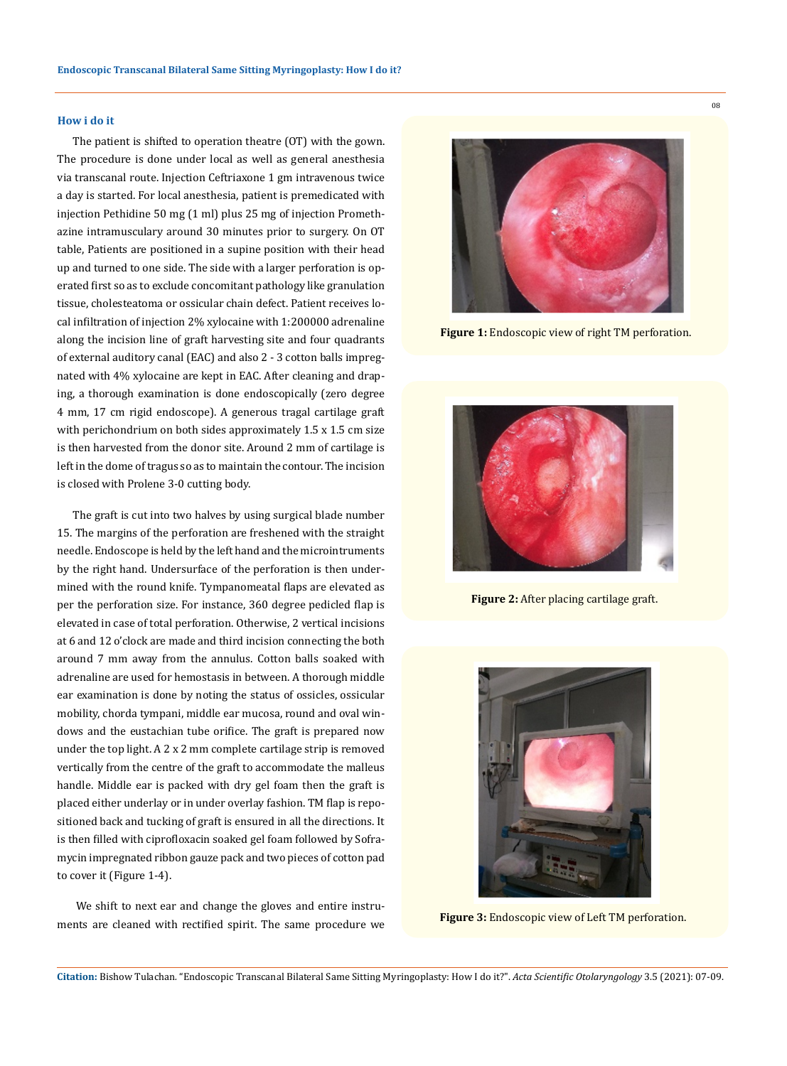## How i do it

The patient is shifted to operation theatre (OT) with the gown. The procedure is done under local as well as general anesthesia via transcanal route. Injection Ceftriaxone 1 gm intravenous twice a day is started. For local anesthesia, patient is premedicated with injection Pethidine 50 mg (1 ml) plus 25 mg of injection Promethazine intramusculary around 30 minutes prior to surgery. On OT table, Patients are positioned in a supine position with their head up and turned to one side. The side with a larger perforation is operated first so as to exclude concomitant pathology like granulation tissue, cholesteatoma or ossicular chain defect. Patient receives local infiltration of injection 2% xylocaine with 1:200000 adrenaline along the incision line of graft harvesting site and four quadrants of external auditory canal (EAC) and also 2 - 3 cotton balls impregnated with 4% xylocaine are kept in EAC. After cleaning and draping, a thorough examination is done endoscopically (zero degree 4 mm, 17 cm rigid endoscope). A generous tragal cartilage graft with perichondrium on both sides approximately 1.5 x 1.5 cm size is then harvested from the donor site. Around 2 mm of cartilage is left in the dome of tragus so as to maintain the contour. The incision is closed with Prolene 3-0 cutting body.

The graft is cut into two halves by using surgical blade number 15. The margins of the perforation are freshened with the straight needle. Endoscope is held by the left hand and the microintruments by the right hand. Undersurface of the perforation is then undermined with the round knife. Tympanomeatal flaps are elevated as per the perforation size. For instance, 360 degree pedicled flap is elevated in case of total perforation. Otherwise, 2 vertical incisions at 6 and 12 o'clock are made and third incision connecting the both around 7 mm away from the annulus. Cotton balls soaked with adrenaline are used for hemostasis in between. A thorough middle ear examination is done by noting the status of ossicles, ossicular mobility, chorda tympani, middle ear mucosa, round and oval windows and the eustachian tube orifice. The graft is prepared now under the top light. A 2 x 2 mm complete cartilage strip is removed vertically from the centre of the graft to accommodate the malleus handle. Middle ear is packed with dry gel foam then the graft is placed either underlay or in under overlay fashion. TM flap is repositioned back and tucking of graft is ensured in all the directions. It is then filled with ciprofloxacin soaked gel foam followed by Soframycin impregnated ribbon gauze pack and two pieces of cotton pad to cover it (Figure 1-4).

We shift to next ear and change the gloves and entire instruments are cleaned with rectified spirit. The same procedure we

**Figure 1:** Endoscopic view of right TM perforation.

**Figure 2:** After placing cartilage graft.

**Figure 3:** Endoscopic view of Left TM perforation.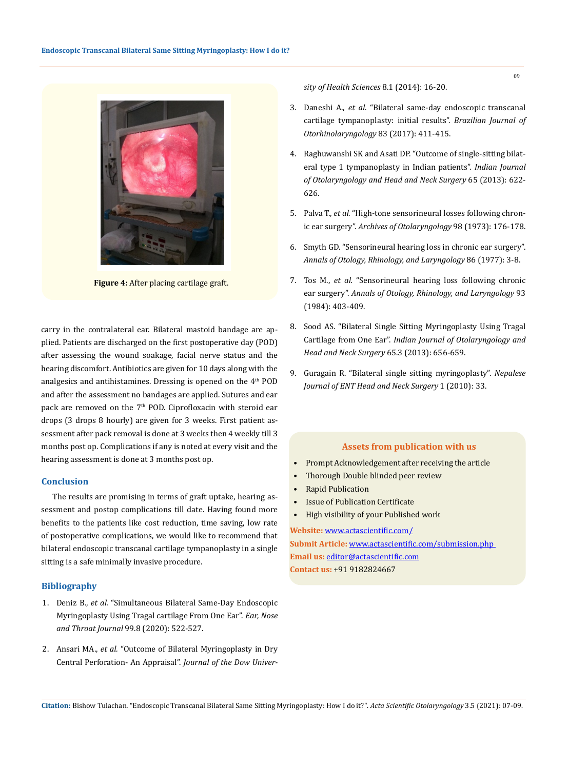Figure 4: After placing cartilage graft.

carry in the contralateral ear. Bilateral mastoid bandage are applied. Patients are discharged on the first postoperative day (POD) after assessing the wound soakage, facial nerve status and the hearing discomfort. Antibiotics are given for 10 days along with the analgesics and antihistamines. Dressing is opened on the 4th POD and after the assessment no bandages are applied. Sutures and ear pack are removed on the 7th POD. Ciprofloxacin with steroid ear drops (3 drops 8 hourly) are given for 3 weeks. First patient assessment after pack removal is done at 3 weeks then 4 weekly till 3 months post op. Complications if any is noted at every visit and the hearing assessment is done at 3 months post op.

## Conclusion

The results are promising in terms of graft uptake, hearing assessment and postop complications till date. Having found more benefits to the patients like cost reduction, time saving, low rate of postoperative complications, we would like to recommend that bilateral endoscopic transcanal cartilage tympanoplasty in a single sitting is a safe minimally invasive procedure.

## Bibliography

1. Deniz B., *et al.* "Simultaneous Bilateral Same-Day Endoscopic Myringoplasty Using Tragal cartilage From One Ear". *Ear, Nose and Throat Journal* 99.8 (2020): 522-527.
2. Ansari MA., *et al.* "Outcome of Bilateral Myringoplasty in Dry Central Perforation- An Appraisal". *Journal of the Dow University of Health Sciences* 8.1 (2014): 16-20.
3. Daneshi A., *et al.* "Bilateral same-day endoscopic transcanal cartilage tympanoplasty: initial results". *Brazilian Journal of Otorhinolaryngology* 83 (2017): 411-415.
4. Raghuwanshi SK and Asati DP. "Outcome of single-sitting bilateral type 1 tympanoplasty in Indian patients". *Indian Journal of Otolaryngology and Head and Neck Surgery* 65 (2013): 622-626.
5. Palva T., *et al.* "High-tone sensorineural losses following chronic ear surgery". *Archives of Otolaryngology* 98 (1973): 176-178.
6. Smyth GD. "Sensorineural hearing loss in chronic ear surgery". *Annals of Otology, Rhinology, and Laryngology* 86 (1977): 3-8.
7. Tos M., *et al.* "Sensorineural hearing loss following chronic ear surgery". *Annals of Otology, Rhinology, and Laryngology* 93 (1984): 403-409.
8. Sood AS. "Bilateral Single Sitting Myringoplasty Using Tragal Cartilage from One Ear". *Indian Journal of Otolaryngology and Head and Neck Surgery* 65.3 (2013): 656-659.
9. Guragain R. "Bilateral single sitting myringoplasty". *Nepalese Journal of ENT Head and Neck Surgery* 1 (2010): 33.

**Assets from publication with us**

- Prompt Acknowledgement after receiving the article
- Thorough Double blinded peer review
- Rapid Publication
- Issue of Publication Certificate
- High visibility of your Published work

**Website:** www.actascientific.com/
**Submit Article:** www.actascientific.com/submission.php
**Email us:** editor@actascientific.com
**Contact us:** +91 9182824667

**Citation:** Bishow Tulachan. "Endoscopic Transcanal Bilateral Same Sitting Myringoplasty: How I do it?". *Acta Scientific Otolaryngology* 3.5 (2021): 07-09.